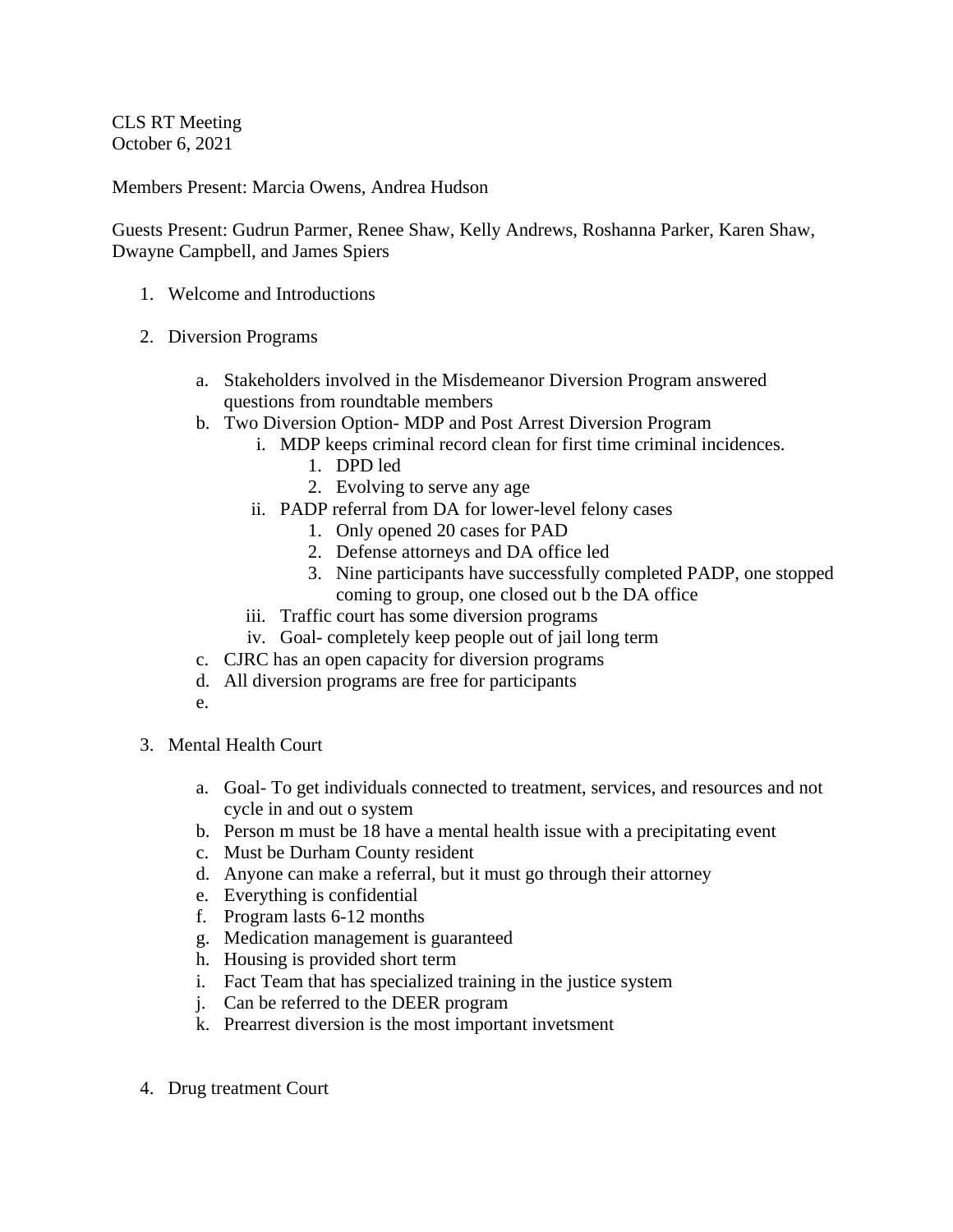CLS RT Meeting
October 6, 2021

Members Present: Marcia Owens, Andrea Hudson

Guests Present: Gudrun Parmer, Renee Shaw, Kelly Andrews, Roshanna Parker, Karen Shaw, Dwayne Campbell, and James Spiers

1. Welcome and Introductions

2. Diversion Programs

    a. Stakeholders involved in the Misdemeanor Diversion Program answered questions from roundtable members
    b. Two Diversion Option- MDP and Post Arrest Diversion Program
        i. MDP keeps criminal record clean for first time criminal incidences.
            1. DPD led
            2. Evolving to serve any age
        ii. PADP referral from DA for lower-level felony cases
            1. Only opened 20 cases for PAD
            2. Defense attorneys and DA office led
            3. Nine participants have successfully completed PADP, one stopped coming to group, one closed out b the DA office
        iii. Traffic court has some diversion programs
        iv. Goal- completely keep people out of jail long term
    c. CJRC has an open capacity for diversion programs
    d. All diversion programs are free for participants
    e.

3. Mental Health Court

    a. Goal- To get individuals connected to treatment, services, and resources and not cycle in and out o system
    b. Person m must be 18 have a mental health issue with a precipitating event
    c. Must be Durham County resident
    d. Anyone can make a referral, but it must go through their attorney
    e. Everything is confidential
    f. Program lasts 6-12 months
    g. Medication management is guaranteed
    h. Housing is provided short term
    i. Fact Team that has specialized training in the justice system
    j. Can be referred to the DEER program
    k. Prearrest diversion is the most important invetsment

4. Drug treatment Court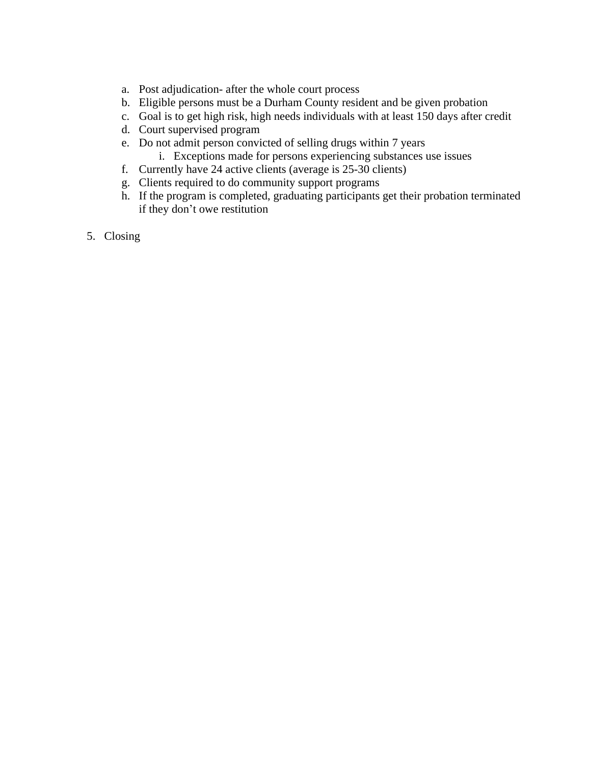a. Post adjudication- after the whole court process
   b. Eligible persons must be a Durham County resident and be given probation
   c. Goal is to get high risk, high needs individuals with at least 150 days after credit
   d. Court supervised program
   e. Do not admit person convicted of selling drugs within 7 years
      i. Exceptions made for persons experiencing substances use issues
   f. Currently have 24 active clients (average is 25-30 clients)
   g. Clients required to do community support programs
   h. If the program is completed, graduating participants get their probation terminated if they don't owe restitution

5. Closing